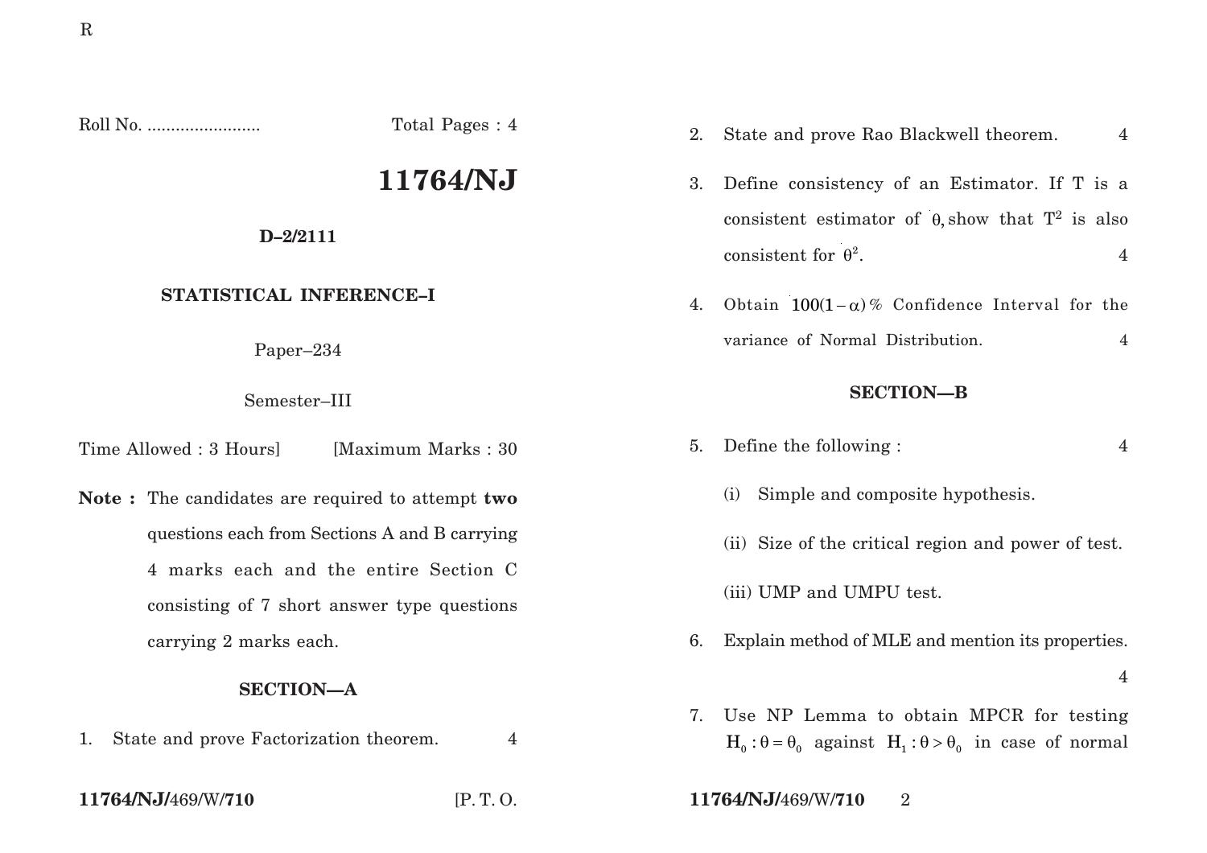R

Roll No. ........................ Total Pages : 4

# 11764/NJ

**D–2/2111**

## STATISTICAL INFERENCE–I

Paper–234

Semester–III

Time Allowed : 3 Hours] [Maximum Marks : 30

**Note :** The candidates are required to attempt **two** questions each from Sections A and B carrying 4 marks each and the entire Section C consisting of 7 short answer type questions carrying 2 marks each.

## SECTION—A

1. State and prove Factorization theorem. 4

2. State and prove Rao Blackwell theorem. 4

3. Define consistency of an Estimator. If T is a consistent estimator of $\theta$, show that $T^2$ is also consistent for $\theta^2$. 4

4. Obtain $100(1-\alpha)\%$ Confidence Interval for the variance of Normal Distribution. 4

## SECTION—B

5. Define the following : 4

   (i) Simple and composite hypothesis.

   (ii) Size of the critical region and power of test.

   (iii) UMP and UMPU test.

6. Explain method of MLE and mention its properties. 4

7. Use NP Lemma to obtain MPCR for testing $H_0 : \theta = \theta_0$ against $H_1 : \theta > \theta_0$ in case of normal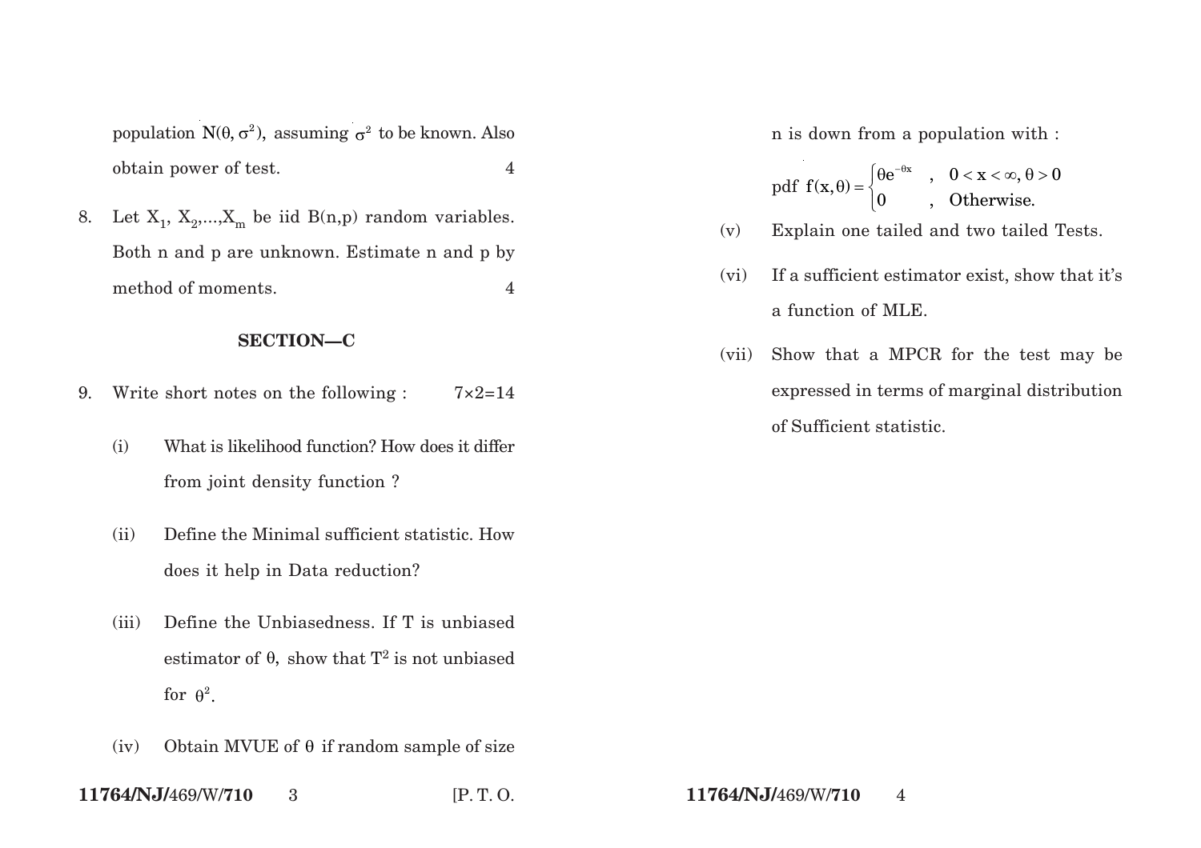population $N(\theta, \sigma^2)$, assuming $\sigma^2$ to be known. Also obtain power of test. 4

8. Let $X_1, X_2, ..., X_m$ be iid $B(n,p)$ random variables. Both n and p are unknown. Estimate n and p by method of moments. 4

## SECTION—C

9. Write short notes on the following : 7×2=14

   (i) What is likelihood function? How does it differ from joint density function ?

   (ii) Define the Minimal sufficient statistic. How does it help in Data reduction?

   (iii) Define the Unbiasedness. If T is unbiased estimator of $\theta$, show that $T^2$ is not unbiased for $\theta^2$.

   (iv) Obtain MVUE of $\theta$ if random sample of size n is down from a population with :

   $$\text{pdf } f(x, \theta) = \begin{cases} \theta e^{-\theta x} & , \quad 0 < x < \infty, \theta > 0 \\ 0 & , \quad \text{Otherwise.} \end{cases}$$

   (v) Explain one tailed and two tailed Tests.

   (vi) If a sufficient estimator exist, show that it's a function of MLE.

   (vii) Show that a MPCR for the test may be expressed in terms of marginal distribution of Sufficient statistic.